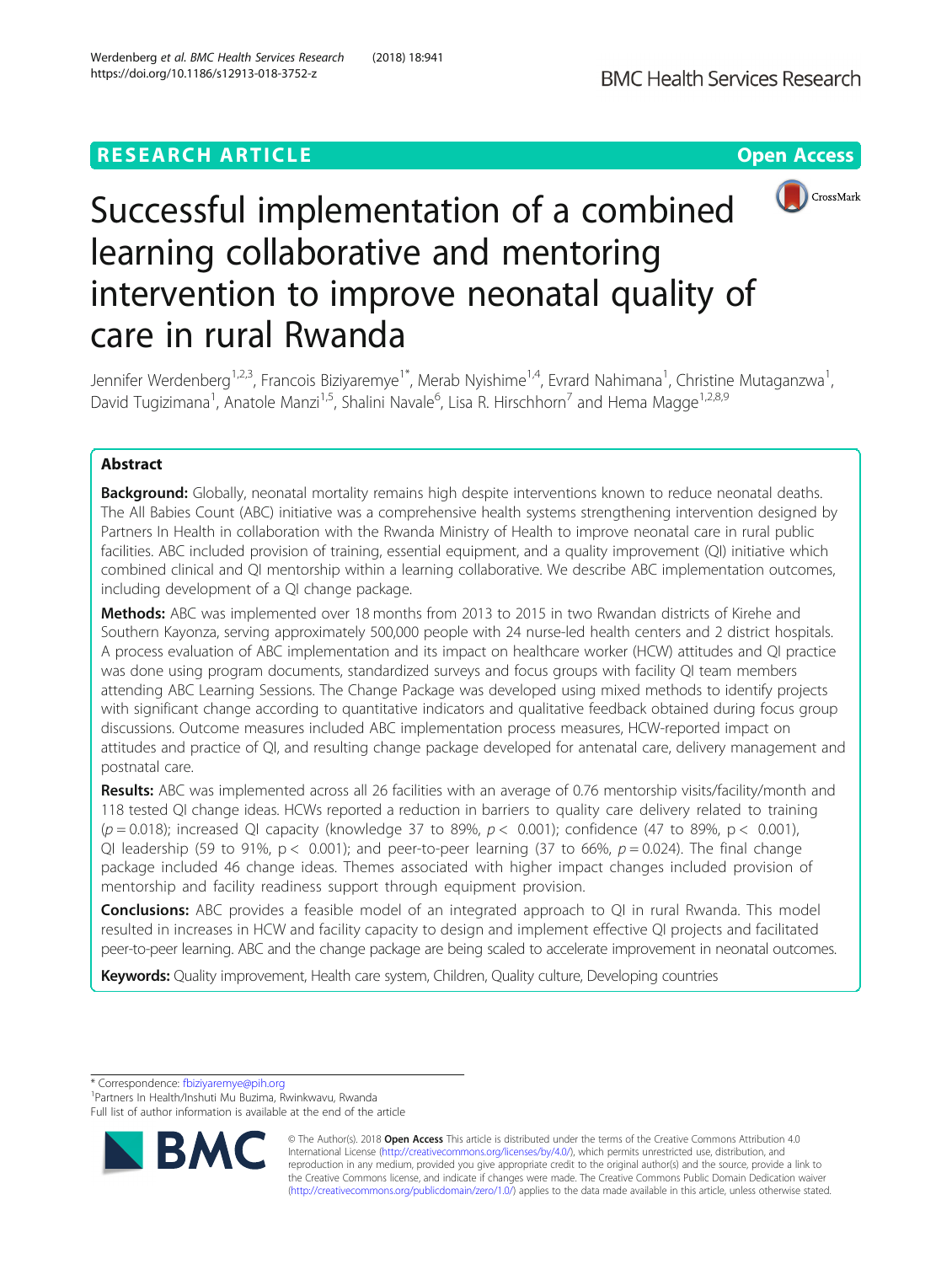RESEARCH ARTICLE

Open Access

# Successful implementation of a combined learning collaborative and mentoring intervention to improve neonatal quality of care in rural Rwanda

Jennifer Werdenberg[1,2,3], Francois Biziyaremye[1*], Merab Nyishime[1,4], Evrard Nahimana[1], Christine Mutaganzwa[1], David Tugizimana[1], Anatole Manzi[1,5], Shalini Navale[6], Lisa R. Hirschhorn[7] and Hema Magge[1,2,8,9]

## Abstract

**Background:** Globally, neonatal mortality remains high despite interventions known to reduce neonatal deaths. The All Babies Count (ABC) initiative was a comprehensive health systems strengthening intervention designed by Partners In Health in collaboration with the Rwanda Ministry of Health to improve neonatal care in rural public facilities. ABC included provision of training, essential equipment, and a quality improvement (QI) initiative which combined clinical and QI mentorship within a learning collaborative. We describe ABC implementation outcomes, including development of a QI change package.

**Methods:** ABC was implemented over 18 months from 2013 to 2015 in two Rwandan districts of Kirehe and Southern Kayonza, serving approximately 500,000 people with 24 nurse-led health centers and 2 district hospitals. A process evaluation of ABC implementation and its impact on healthcare worker (HCW) attitudes and QI practice was done using program documents, standardized surveys and focus groups with facility QI team members attending ABC Learning Sessions. The Change Package was developed using mixed methods to identify projects with significant change according to quantitative indicators and qualitative feedback obtained during focus group discussions. Outcome measures included ABC implementation process measures, HCW-reported impact on attitudes and practice of QI, and resulting change package developed for antenatal care, delivery management and postnatal care.

**Results:** ABC was implemented across all 26 facilities with an average of 0.76 mentorship visits/facility/month and 118 tested QI change ideas. HCWs reported a reduction in barriers to quality care delivery related to training ($p = 0.018$); increased QI capacity (knowledge 37 to 89%, $p < 0.001$); confidence (47 to 89%, $p < 0.001$), QI leadership (59 to 91%, $p < 0.001$); and peer-to-peer learning (37 to 66%, $p = 0.024$). The final change package included 46 change ideas. Themes associated with higher impact changes included provision of mentorship and facility readiness support through equipment provision.

**Conclusions:** ABC provides a feasible model of an integrated approach to QI in rural Rwanda. This model resulted in increases in HCW and facility capacity to design and implement effective QI projects and facilitated peer-to-peer learning. ABC and the change package are being scaled to accelerate improvement in neonatal outcomes.

**Keywords:** Quality improvement, Health care system, Children, Quality culture, Developing countries

---

\* Correspondence: fbiziyaremye@pih.org
[1]Partners In Health/Inshuti Mu Buzima, Rwinkwavu, Rwanda
Full list of author information is available at the end of the article

© The Author(s). 2018 **Open Access** This article is distributed under the terms of the Creative Commons Attribution 4.0 International License (http://creativecommons.org/licenses/by/4.0/), which permits unrestricted use, distribution, and reproduction in any medium, provided you give appropriate credit to the original author(s) and the source, provide a link to the Creative Commons license, and indicate if changes were made. The Creative Commons Public Domain Dedication waiver (http://creativecommons.org/publicdomain/zero/1.0/) applies to the data made available in this article, unless otherwise stated.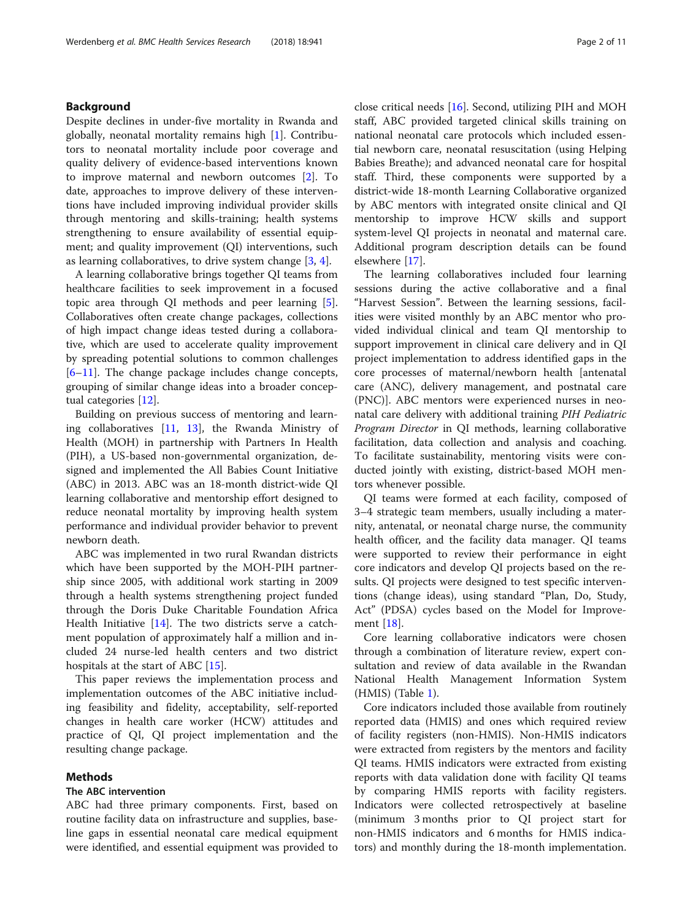## Background

Despite declines in under-five mortality in Rwanda and globally, neonatal mortality remains high [1]. Contributors to neonatal mortality include poor coverage and quality delivery of evidence-based interventions known to improve maternal and newborn outcomes [2]. To date, approaches to improve delivery of these interventions have included improving individual provider skills through mentoring and skills-training; health systems strengthening to ensure availability of essential equipment; and quality improvement (QI) interventions, such as learning collaboratives, to drive system change [3, 4].

A learning collaborative brings together QI teams from healthcare facilities to seek improvement in a focused topic area through QI methods and peer learning [5]. Collaboratives often create change packages, collections of high impact change ideas tested during a collaborative, which are used to accelerate quality improvement by spreading potential solutions to common challenges [6–11]. The change package includes change concepts, grouping of similar change ideas into a broader conceptual categories [12].

Building on previous success of mentoring and learning collaboratives [11, 13], the Rwanda Ministry of Health (MOH) in partnership with Partners In Health (PIH), a US-based non-governmental organization, designed and implemented the All Babies Count Initiative (ABC) in 2013. ABC was an 18-month district-wide QI learning collaborative and mentorship effort designed to reduce neonatal mortality by improving health system performance and individual provider behavior to prevent newborn death.

ABC was implemented in two rural Rwandan districts which have been supported by the MOH-PIH partnership since 2005, with additional work starting in 2009 through a health systems strengthening project funded through the Doris Duke Charitable Foundation Africa Health Initiative [14]. The two districts serve a catchment population of approximately half a million and included 24 nurse-led health centers and two district hospitals at the start of ABC [15].

This paper reviews the implementation process and implementation outcomes of the ABC initiative including feasibility and fidelity, acceptability, self-reported changes in health care worker (HCW) attitudes and practice of QI, QI project implementation and the resulting change package.

## Methods

### The ABC intervention

ABC had three primary components. First, based on routine facility data on infrastructure and supplies, baseline gaps in essential neonatal care medical equipment were identified, and essential equipment was provided to close critical needs [16]. Second, utilizing PIH and MOH staff, ABC provided targeted clinical skills training on national neonatal care protocols which included essential newborn care, neonatal resuscitation (using Helping Babies Breathe); and advanced neonatal care for hospital staff. Third, these components were supported by a district-wide 18-month Learning Collaborative organized by ABC mentors with integrated onsite clinical and QI mentorship to improve HCW skills and support system-level QI projects in neonatal and maternal care. Additional program description details can be found elsewhere [17].

The learning collaboratives included four learning sessions during the active collaborative and a final "Harvest Session". Between the learning sessions, facilities were visited monthly by an ABC mentor who provided individual clinical and team QI mentorship to support improvement in clinical care delivery and in QI project implementation to address identified gaps in the core processes of maternal/newborn health [antenatal care (ANC), delivery management, and postnatal care (PNC)]. ABC mentors were experienced nurses in neonatal care delivery with additional training *PIH Pediatric Program Director* in QI methods, learning collaborative facilitation, data collection and analysis and coaching. To facilitate sustainability, mentoring visits were conducted jointly with existing, district-based MOH mentors whenever possible.

QI teams were formed at each facility, composed of 3–4 strategic team members, usually including a maternity, antenatal, or neonatal charge nurse, the community health officer, and the facility data manager. QI teams were supported to review their performance in eight core indicators and develop QI projects based on the results. QI projects were designed to test specific interventions (change ideas), using standard "Plan, Do, Study, Act" (PDSA) cycles based on the Model for Improvement [18].

Core learning collaborative indicators were chosen through a combination of literature review, expert consultation and review of data available in the Rwandan National Health Management Information System (HMIS) (Table 1).

Core indicators included those available from routinely reported data (HMIS) and ones which required review of facility registers (non-HMIS). Non-HMIS indicators were extracted from registers by the mentors and facility QI teams. HMIS indicators were extracted from existing reports with data validation done with facility QI teams by comparing HMIS reports with facility registers. Indicators were collected retrospectively at baseline (minimum 3 months prior to QI project start for non-HMIS indicators and 6 months for HMIS indicators) and monthly during the 18-month implementation.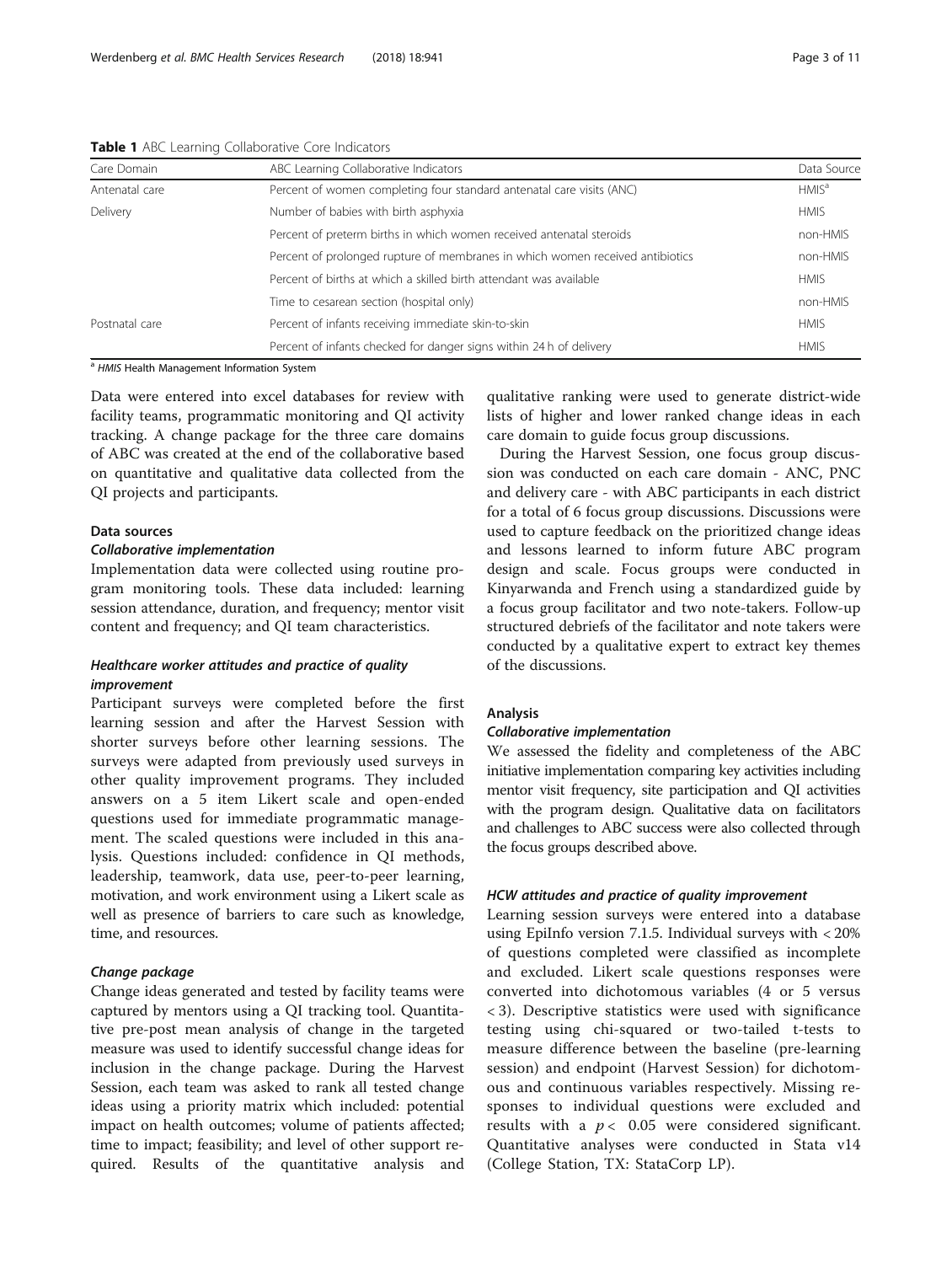**Table 1** ABC Learning Collaborative Core Indicators

| Care Domain | ABC Learning Collaborative Indicators | Data Source |
| --- | --- | --- |
| Antenatal care | Percent of women completing four standard antenatal care visits (ANC) | HMIS[a] |
| Delivery | Number of babies with birth asphyxia | HMIS |
| | Percent of preterm births in which women received antenatal steroids | non-HMIS |
| | Percent of prolonged rupture of membranes in which women received antibiotics | non-HMIS |
| | Percent of births at which a skilled birth attendant was available | HMIS |
| | Time to cesarean section (hospital only) | non-HMIS |
| Postnatal care | Percent of infants receiving immediate skin-to-skin | HMIS |
| | Percent of infants checked for danger signs within 24 h of delivery | HMIS |

[a] *HMIS* Health Management Information System

Data were entered into excel databases for review with facility teams, programmatic monitoring and QI activity tracking. A change package for the three care domains of ABC was created at the end of the collaborative based on quantitative and qualitative data collected from the QI projects and participants.

### Data sources

#### *Collaborative implementation*

Implementation data were collected using routine program monitoring tools. These data included: learning session attendance, duration, and frequency; mentor visit content and frequency; and QI team characteristics.

#### *Healthcare worker attitudes and practice of quality improvement*

Participant surveys were completed before the first learning session and after the Harvest Session with shorter surveys before other learning sessions. The surveys were adapted from previously used surveys in other quality improvement programs. They included answers on a 5 item Likert scale and open-ended questions used for immediate programmatic management. The scaled questions were included in this analysis. Questions included: confidence in QI methods, leadership, teamwork, data use, peer-to-peer learning, motivation, and work environment using a Likert scale as well as presence of barriers to care such as knowledge, time, and resources.

#### *Change package*

Change ideas generated and tested by facility teams were captured by mentors using a QI tracking tool. Quantitative pre-post mean analysis of change in the targeted measure was used to identify successful change ideas for inclusion in the change package. During the Harvest Session, each team was asked to rank all tested change ideas using a priority matrix which included: potential impact on health outcomes; volume of patients affected; time to impact; feasibility; and level of other support required. Results of the quantitative analysis and qualitative ranking were used to generate district-wide lists of higher and lower ranked change ideas in each care domain to guide focus group discussions.

During the Harvest Session, one focus group discussion was conducted on each care domain - ANC, PNC and delivery care - with ABC participants in each district for a total of 6 focus group discussions. Discussions were used to capture feedback on the prioritized change ideas and lessons learned to inform future ABC program design and scale. Focus groups were conducted in Kinyarwanda and French using a standardized guide by a focus group facilitator and two note-takers. Follow-up structured debriefs of the facilitator and note takers were conducted by a qualitative expert to extract key themes of the discussions.

### Analysis

#### *Collaborative implementation*

We assessed the fidelity and completeness of the ABC initiative implementation comparing key activities including mentor visit frequency, site participation and QI activities with the program design. Qualitative data on facilitators and challenges to ABC success were also collected through the focus groups described above.

#### *HCW attitudes and practice of quality improvement*

Learning session surveys were entered into a database using EpiInfo version 7.1.5. Individual surveys with $< 20\%$ of questions completed were classified as incomplete and excluded. Likert scale questions responses were converted into dichotomous variables (4 or 5 versus $< 3$). Descriptive statistics were used with significance testing using chi-squared or two-tailed t-tests to measure difference between the baseline (pre-learning session) and endpoint (Harvest Session) for dichotomous and continuous variables respectively. Missing responses to individual questions were excluded and results with a $p < 0.05$ were considered significant. Quantitative analyses were conducted in Stata v14 (College Station, TX: StataCorp LP).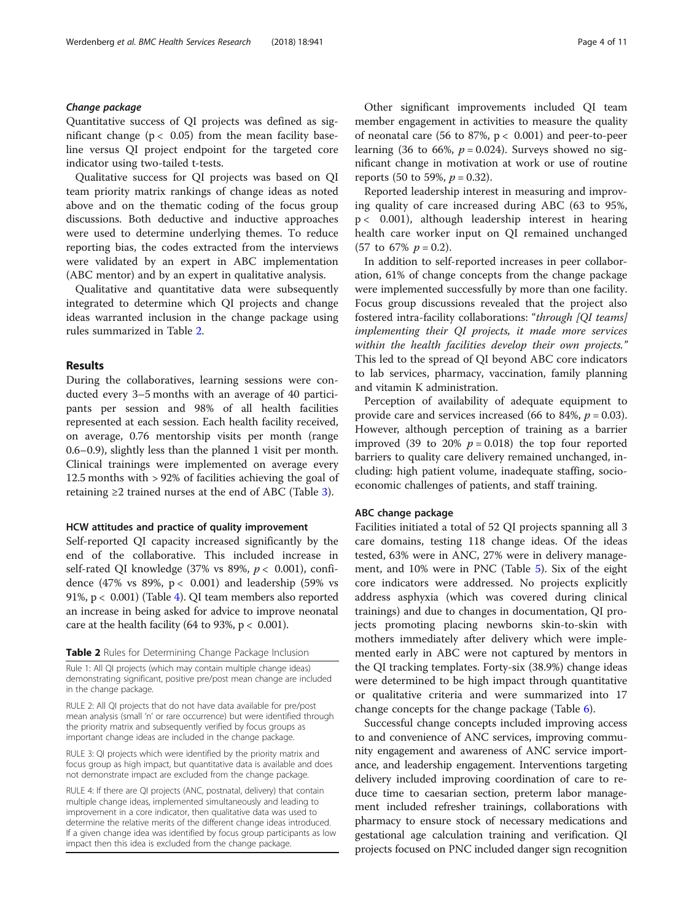### *Change package*

Quantitative success of QI projects was defined as significant change ($p < 0.05$) from the mean facility baseline versus QI project endpoint for the targeted core indicator using two-tailed t-tests.

Qualitative success for QI projects was based on QI team priority matrix rankings of change ideas as noted above and on the thematic coding of the focus group discussions. Both deductive and inductive approaches were used to determine underlying themes. To reduce reporting bias, the codes extracted from the interviews were validated by an expert in ABC implementation (ABC mentor) and by an expert in qualitative analysis.

Qualitative and quantitative data were subsequently integrated to determine which QI projects and change ideas warranted inclusion in the change package using rules summarized in Table 2.

**Table 2** Rules for Determining Change Package Inclusion

| |
|---|
| Rule 1: All QI projects (which may contain multiple change ideas) demonstrating significant, positive pre/post mean change are included in the change package. |
| RULE 2: All QI projects that do not have data available for pre/post mean analysis (small 'n' or rare occurrence) but were identified through the priority matrix and subsequently verified by focus groups as important change ideas are included in the change package. |
| RULE 3: QI projects which were identified by the priority matrix and focus group as high impact, but quantitative data is available and does not demonstrate impact are excluded from the change package. |
| RULE 4: If there are QI projects (ANC, postnatal, delivery) that contain multiple change ideas, implemented simultaneously and leading to improvement in a core indicator, then qualitative data was used to determine the relative merits of the different change ideas introduced. If a given change idea was identified by focus group participants as low impact then this idea is excluded from the change package. |

## Results

During the collaboratives, learning sessions were conducted every 3–5 months with an average of 40 participants per session and 98% of all health facilities represented at each session. Each health facility received, on average, 0.76 mentorship visits per month (range 0.6–0.9), slightly less than the planned 1 visit per month. Clinical trainings were implemented on average every 12.5 months with > 92% of facilities achieving the goal of retaining ≥2 trained nurses at the end of ABC (Table 3).

### HCW attitudes and practice of quality improvement

Self-reported QI capacity increased significantly by the end of the collaborative. This included increase in self-rated QI knowledge (37% vs 89%, $p < 0.001$), confidence (47% vs 89%, $p < 0.001$) and leadership (59% vs 91%, $p < 0.001$) (Table 4). QI team members also reported an increase in being asked for advice to improve neonatal care at the health facility (64 to 93%, $p < 0.001$).

Other significant improvements included QI team member engagement in activities to measure the quality of neonatal care (56 to 87%, $p < 0.001$) and peer-to-peer learning (36 to 66%, $p = 0.024$). Surveys showed no significant change in motivation at work or use of routine reports (50 to 59%, $p = 0.32$).

Reported leadership interest in measuring and improving quality of care increased during ABC (63 to 95%, $p < 0.001$), although leadership interest in hearing health care worker input on QI remained unchanged (57 to 67% $p = 0.2$).

In addition to self-reported increases in peer collaboration, 61% of change concepts from the change package were implemented successfully by more than one facility. Focus group discussions revealed that the project also fostered intra-facility collaborations: "*through [QI teams] implementing their QI projects, it made more services within the health facilities develop their own projects.*" This led to the spread of QI beyond ABC core indicators to lab services, pharmacy, vaccination, family planning and vitamin K administration.

Perception of availability of adequate equipment to provide care and services increased (66 to 84%, $p = 0.03$). However, although perception of training as a barrier improved (39 to 20% $p = 0.018$) the top four reported barriers to quality care delivery remained unchanged, including: high patient volume, inadequate staffing, socio-economic challenges of patients, and staff training.

### ABC change package

Facilities initiated a total of 52 QI projects spanning all 3 care domains, testing 118 change ideas. Of the ideas tested, 63% were in ANC, 27% were in delivery management, and 10% were in PNC (Table 5). Six of the eight core indicators were addressed. No projects explicitly address asphyxia (which was covered during clinical trainings) and due to changes in documentation, QI projects promoting placing newborns skin-to-skin with mothers immediately after delivery which were implemented early in ABC were not captured by mentors in the QI tracking templates. Forty-six (38.9%) change ideas were determined to be high impact through quantitative or qualitative criteria and were summarized into 17 change concepts for the change package (Table 6).

Successful change concepts included improving access to and convenience of ANC services, improving community engagement and awareness of ANC service importance, and leadership engagement. Interventions targeting delivery included improving coordination of care to reduce time to caesarian section, preterm labor management included refresher trainings, collaborations with pharmacy to ensure stock of necessary medications and gestational age calculation training and verification. QI projects focused on PNC included danger sign recognition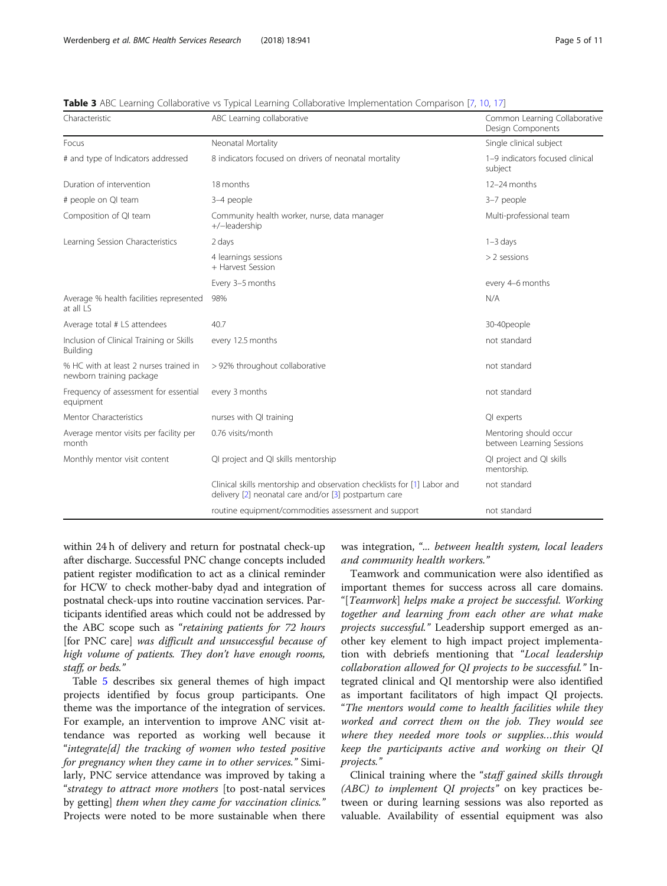**Table 3** ABC Learning Collaborative vs Typical Learning Collaborative Implementation Comparison [7, 10, 17]

| Characteristic | ABC Learning collaborative | Common Learning Collaborative Design Components |
|---|---|---|
| Focus | Neonatal Mortality | Single clinical subject |
| # and type of Indicators addressed | 8 indicators focused on drivers of neonatal mortality | 1–9 indicators focused clinical subject |
| Duration of intervention | 18 months | 12–24 months |
| # people on QI team | 3–4 people | 3–7 people |
| Composition of QI team | Community health worker, nurse, data manager +/−leadership | Multi-professional team |
| Learning Session Characteristics | 2 days | 1–3 days |
| | 4 learnings sessions + Harvest Session | > 2 sessions |
| | Every 3–5 months | every 4–6 months |
| Average % health facilities represented at all LS | 98% | N/A |
| Average total # LS attendees | 40.7 | 30-40people |
| Inclusion of Clinical Training or Skills Building | every 12.5 months | not standard |
| % HC with at least 2 nurses trained in newborn training package | > 92% throughout collaborative | not standard |
| Frequency of assessment for essential equipment | every 3 months | not standard |
| Mentor Characteristics | nurses with QI training | QI experts |
| Average mentor visits per facility per month | 0.76 visits/month | Mentoring should occur between Learning Sessions |
| Monthly mentor visit content | QI project and QI skills mentorship | QI project and QI skills mentorship. |
| | Clinical skills mentorship and observation checklists for [1] Labor and delivery [2] neonatal care and/or [3] postpartum care | not standard |
| | routine equipment/commodities assessment and support | not standard |

within 24 h of delivery and return for postnatal check-up after discharge. Successful PNC change concepts included patient register modification to act as a clinical reminder for HCW to check mother-baby dyad and integration of postnatal check-ups into routine vaccination services. Participants identified areas which could not be addressed by the ABC scope such as "*retaining patients for 72 hours* [for PNC care] *was difficult and unsuccessful because of high volume of patients. They don't have enough rooms, staff, or beds.*"

Table 5 describes six general themes of high impact projects identified by focus group participants. One theme was the importance of the integration of services. For example, an intervention to improve ANC visit attendance was reported as working well because it "*integrate[d] the tracking of women who tested positive for pregnancy when they came in to other services.*" Similarly, PNC service attendance was improved by taking a "*strategy to attract more mothers* [to post-natal services by getting] *them when they came for vaccination clinics.*" Projects were noted to be more sustainable when there was integration, "*... between health system, local leaders and community health workers.*"

Teamwork and communication were also identified as important themes for success across all care domains. "[*Teamwork*] *helps make a project be successful. Working together and learning from each other are what make projects successful.*" Leadership support emerged as another key element to high impact project implementation with debriefs mentioning that "*Local leadership collaboration allowed for QI projects to be successful.*" Integrated clinical and QI mentorship were also identified as important facilitators of high impact QI projects. "*The mentors would come to health facilities while they worked and correct them on the job. They would see where they needed more tools or supplies…this would keep the participants active and working on their QI projects.*"

Clinical training where the "*staff gained skills through (ABC) to implement QI projects*" on key practices between or during learning sessions was also reported as valuable. Availability of essential equipment was also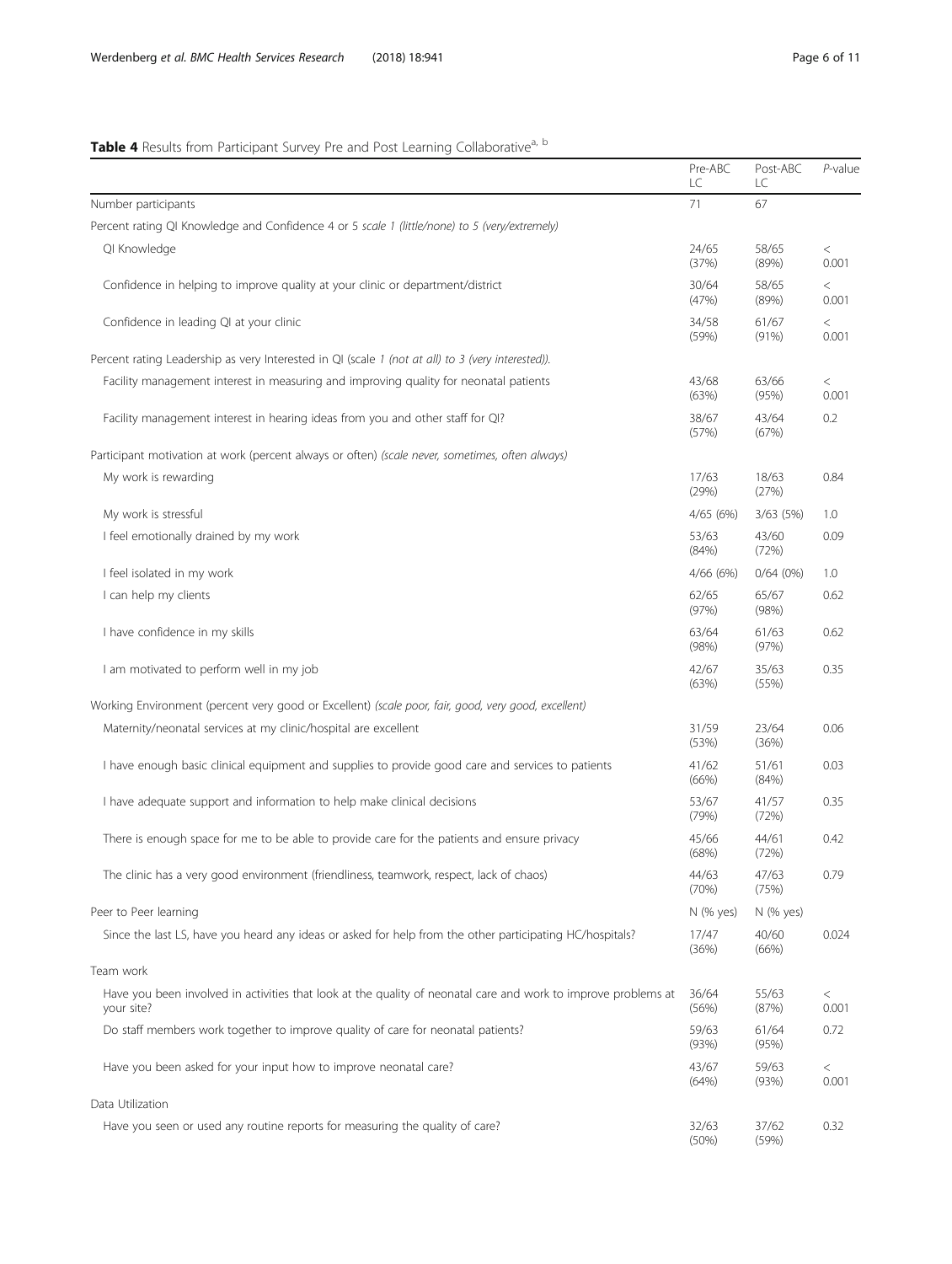**Table 4** Results from Participant Survey Pre and Post Learning Collaborative[a, b]

| | Pre-ABC LC | Post-ABC LC | *P*-value |
|---|---|---|---|
| Number participants | 71 | 67 | |
| Percent rating QI Knowledge and Confidence 4 or 5 *scale 1 (little/none) to 5 (very/extremely)* | | | |
| QI Knowledge | 24/65 (37%) | 58/65 (89%) | < 0.001 |
| Confidence in helping to improve quality at your clinic or department/district | 30/64 (47%) | 58/65 (89%) | < 0.001 |
| Confidence in leading QI at your clinic | 34/58 (59%) | 61/67 (91%) | < 0.001 |
| Percent rating Leadership as very Interested in QI (scale *1 (not at all) to 3 (very interested)).* | | | |
| Facility management interest in measuring and improving quality for neonatal patients | 43/68 (63%) | 63/66 (95%) | < 0.001 |
| Facility management interest in hearing ideas from you and other staff for QI? | 38/67 (57%) | 43/64 (67%) | 0.2 |
| Participant motivation at work (percent always or often) *(scale never, sometimes, often always)* | | | |
| My work is rewarding | 17/63 (29%) | 18/63 (27%) | 0.84 |
| My work is stressful | 4/65 (6%) | 3/63 (5%) | 1.0 |
| I feel emotionally drained by my work | 53/63 (84%) | 43/60 (72%) | 0.09 |
| I feel isolated in my work | 4/66 (6%) | 0/64 (0%) | 1.0 |
| I can help my clients | 62/65 (97%) | 65/67 (98%) | 0.62 |
| I have confidence in my skills | 63/64 (98%) | 61/63 (97%) | 0.62 |
| I am motivated to perform well in my job | 42/67 (63%) | 35/63 (55%) | 0.35 |
| Working Environment (percent very good or Excellent) *(scale poor, fair, good, very good, excellent)* | | | |
| Maternity/neonatal services at my clinic/hospital are excellent | 31/59 (53%) | 23/64 (36%) | 0.06 |
| I have enough basic clinical equipment and supplies to provide good care and services to patients | 41/62 (66%) | 51/61 (84%) | 0.03 |
| I have adequate support and information to help make clinical decisions | 53/67 (79%) | 41/57 (72%) | 0.35 |
| There is enough space for me to be able to provide care for the patients and ensure privacy | 45/66 (68%) | 44/61 (72%) | 0.42 |
| The clinic has a very good environment (friendliness, teamwork, respect, lack of chaos) | 44/63 (70%) | 47/63 (75%) | 0.79 |
| Peer to Peer learning | N (% yes) | N (% yes) | |
| Since the last LS, have you heard any ideas or asked for help from the other participating HC/hospitals? | 17/47 (36%) | 40/60 (66%) | 0.024 |
| Team work | | | |
| Have you been involved in activities that look at the quality of neonatal care and work to improve problems at your site? | 36/64 (56%) | 55/63 (87%) | < 0.001 |
| Do staff members work together to improve quality of care for neonatal patients? | 59/63 (93%) | 61/64 (95%) | 0.72 |
| Have you been asked for your input how to improve neonatal care? | 43/67 (64%) | 59/63 (93%) | < 0.001 |
| Data Utilization | | | |
| Have you seen or used any routine reports for measuring the quality of care? | 32/63 (50%) | 37/62 (59%) | 0.32 |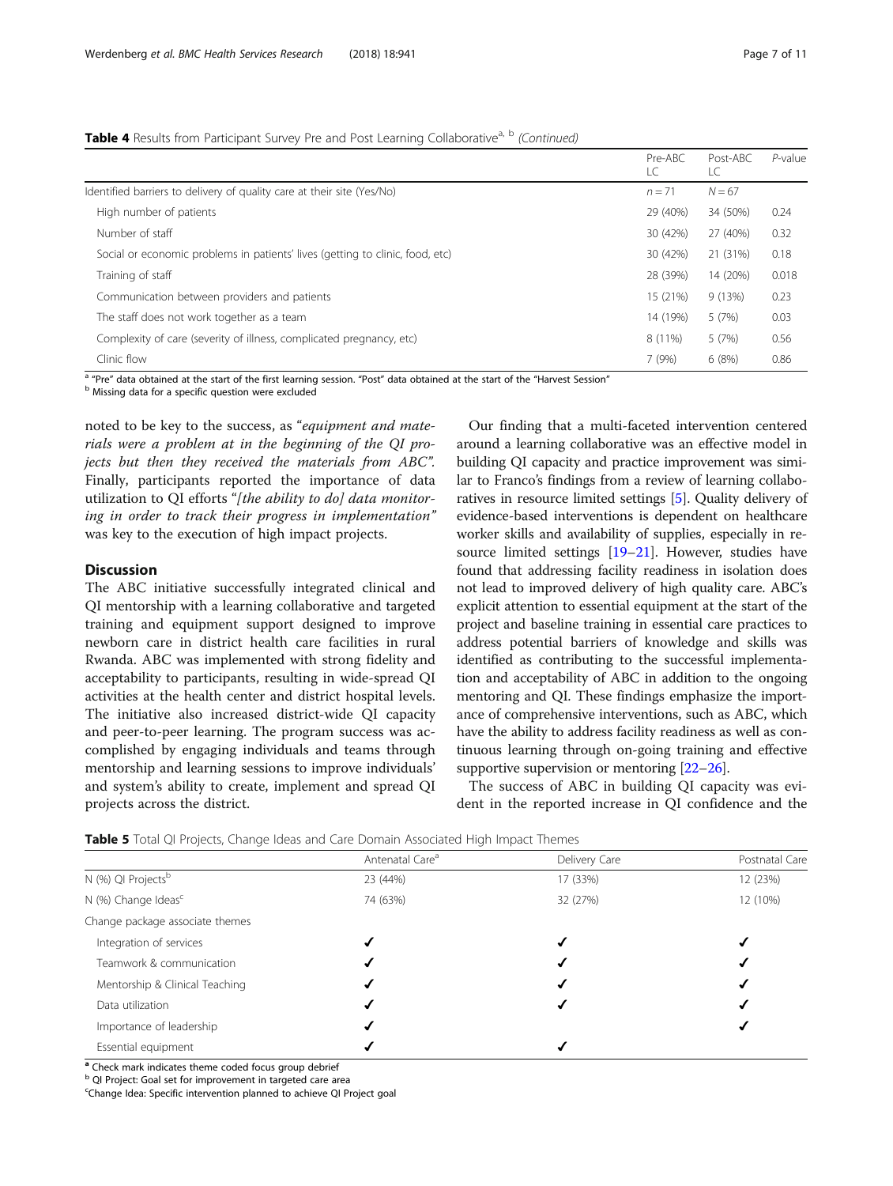**Table 4** Results from Participant Survey Pre and Post Learning Collaborative[a, b] *(Continued)*

| | Pre-ABC LC | Post-ABC LC | *P*-value |
|---|---|---|---|
| Identified barriers to delivery of quality care at their site (Yes/No) | *n* = 71 | *N* = 67 | |
| High number of patients | 29 (40%) | 34 (50%) | 0.24 |
| Number of staff | 30 (42%) | 27 (40%) | 0.32 |
| Social or economic problems in patients' lives (getting to clinic, food, etc) | 30 (42%) | 21 (31%) | 0.18 |
| Training of staff | 28 (39%) | 14 (20%) | 0.018 |
| Communication between providers and patients | 15 (21%) | 9 (13%) | 0.23 |
| The staff does not work together as a team | 14 (19%) | 5 (7%) | 0.03 |
| Complexity of care (severity of illness, complicated pregnancy, etc) | 8 (11%) | 5 (7%) | 0.56 |
| Clinic flow | 7 (9%) | 6 (8%) | 0.86 |

[a] "Pre" data obtained at the start of the first learning session. "Post" data obtained at the start of the "Harvest Session"
[b] Missing data for a specific question were excluded

noted to be key to the success, as "*equipment and materials were a problem at in the beginning of the QI projects but then they received the materials from ABC*". Finally, participants reported the importance of data utilization to QI efforts "*[the ability to do] data monitoring in order to track their progress in implementation*" was key to the execution of high impact projects.

## Discussion

The ABC initiative successfully integrated clinical and QI mentorship with a learning collaborative and targeted training and equipment support designed to improve newborn care in district health care facilities in rural Rwanda. ABC was implemented with strong fidelity and acceptability to participants, resulting in wide-spread QI activities at the health center and district hospital levels. The initiative also increased district-wide QI capacity and peer-to-peer learning. The program success was accomplished by engaging individuals and teams through mentorship and learning sessions to improve individuals' and system's ability to create, implement and spread QI projects across the district.

Our finding that a multi-faceted intervention centered around a learning collaborative was an effective model in building QI capacity and practice improvement was similar to Franco's findings from a review of learning collaboratives in resource limited settings [5]. Quality delivery of evidence-based interventions is dependent on healthcare worker skills and availability of supplies, especially in resource limited settings [19–21]. However, studies have found that addressing facility readiness in isolation does not lead to improved delivery of high quality care. ABC's explicit attention to essential equipment at the start of the project and baseline training in essential care practices to address potential barriers of knowledge and skills was identified as contributing to the successful implementation and acceptability of ABC in addition to the ongoing mentoring and QI. These findings emphasize the importance of comprehensive interventions, such as ABC, which have the ability to address facility readiness as well as continuous learning through on-going training and effective supportive supervision or mentoring [22–26].

The success of ABC in building QI capacity was evident in the reported increase in QI confidence and the

**Table 5** Total QI Projects, Change Ideas and Care Domain Associated High Impact Themes

| | Antenatal Care[a] | Delivery Care | Postnatal Care |
|---|---|---|---|
| N (%) QI Projects[b] | 23 (44%) | 17 (33%) | 12 (23%) |
| N (%) Change Ideas[c] | 74 (63%) | 32 (27%) | 12 (10%) |
| Change package associate themes | | | |
| Integration of services | ✓ | ✓ | ✓ |
| Teamwork & communication | ✓ | ✓ | ✓ |
| Mentorship & Clinical Teaching | ✓ | ✓ | ✓ |
| Data utilization | ✓ | ✓ | ✓ |
| Importance of leadership | ✓ | | ✓ |
| Essential equipment | ✓ | ✓ | |

[a] Check mark indicates theme coded focus group debrief
[b] QI Project: Goal set for improvement in targeted care area
[c] Change Idea: Specific intervention planned to achieve QI Project goal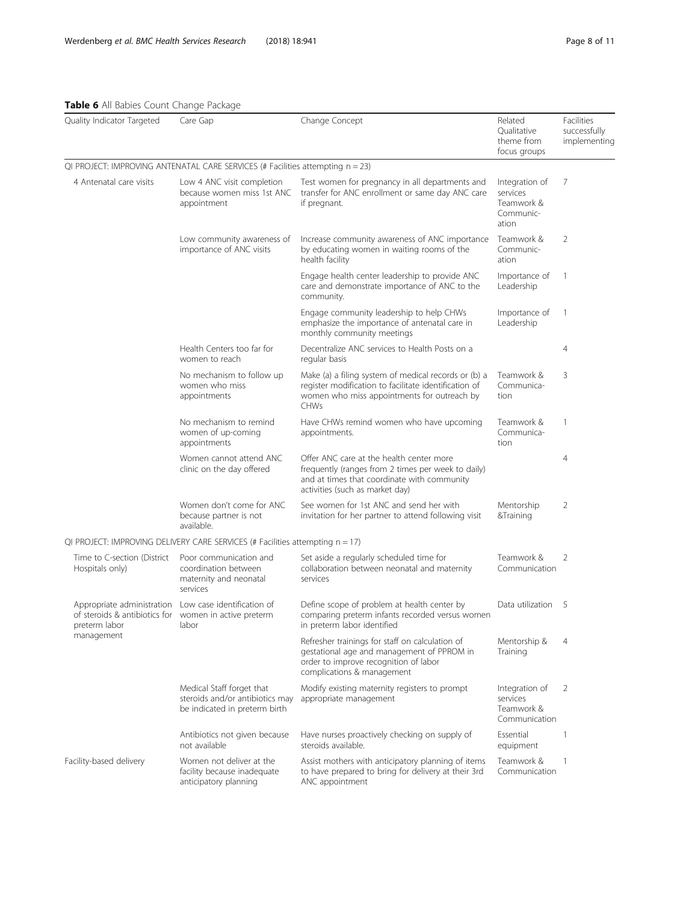**Table 6** All Babies Count Change Package

| Quality Indicator Targeted | Care Gap | Change Concept | Related Qualitative theme from focus groups | Facilities successfully implementing |
|---|---|---|---|---|
| QI PROJECT: IMPROVING ANTENATAL CARE SERVICES (# Facilities attempting n = 23) | | | | |
| 4 Antenatal care visits | Low 4 ANC visit completion because women miss 1st ANC appointment | Test women for pregnancy in all departments and transfer for ANC enrollment or same day ANC care if pregnant. | Integration of services Teamwork & Communic-ation | 7 |
| | Low community awareness of importance of ANC visits | Increase community awareness of ANC importance by educating women in waiting rooms of the health facility | Teamwork & Communic-ation | 2 |
| | | Engage health center leadership to provide ANC care and demonstrate importance of ANC to the community. | Importance of Leadership | 1 |
| | | Engage community leadership to help CHWs emphasize the importance of antenatal care in monthly community meetings | Importance of Leadership | 1 |
| | Health Centers too far for women to reach | Decentralize ANC services to Health Posts on a regular basis | | 4 |
| | No mechanism to follow up women who miss appointments | Make (a) a filing system of medical records or (b) a register modification to facilitate identification of women who miss appointments for outreach by CHWs | Teamwork & Communica-tion | 3 |
| | No mechanism to remind women of up-coming appointments | Have CHWs remind women who have upcoming appointments. | Teamwork & Communica-tion | 1 |
| | Women cannot attend ANC clinic on the day offered | Offer ANC care at the health center more frequently (ranges from 2 times per week to daily) and at times that coordinate with community activities (such as market day) | | 4 |
| | Women don't come for ANC because partner is not available. | See women for 1st ANC and send her with invitation for her partner to attend following visit | Mentorship &Training | 2 |
| QI PROJECT: IMPROVING DELIVERY CARE SERVICES (# Facilities attempting n = 17) | | | | |
| Time to C-section (District Hospitals only) | Poor communication and coordination between maternity and neonatal services | Set aside a regularly scheduled time for collaboration between neonatal and maternity services | Teamwork & Communication | 2 |
| Appropriate administration of steroids & antibiotics for preterm labor management | Low case identification of women in active preterm labor | Define scope of problem at health center by comparing preterm infants recorded versus women in preterm labor identified | Data utilization | 5 |
| | | Refresher trainings for staff on calculation of gestational age and management of PPROM in order to improve recognition of labor complications & management | Mentorship & Training | 4 |
| | Medical Staff forget that steroids and/or antibiotics may be indicated in preterm birth | Modify existing maternity registers to prompt appropriate management | Integration of services Teamwork & Communication | 2 |
| | Antibiotics not given because not available | Have nurses proactively checking on supply of steroids available. | Essential equipment | 1 |
| Facility-based delivery | Women not deliver at the facility because inadequate anticipatory planning | Assist mothers with anticipatory planning of items to have prepared to bring for delivery at their 3rd ANC appointment | Teamwork & Communication | 1 |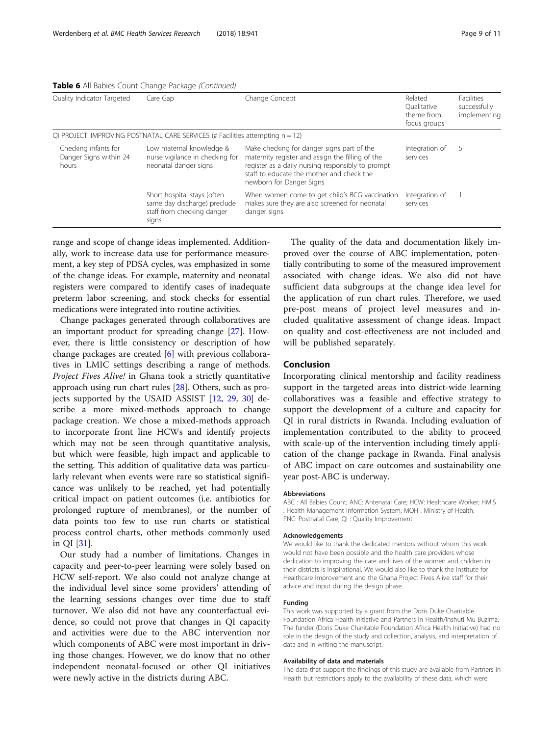**Table 6** All Babies Count Change Package *(Continued)*

| Quality Indicator Targeted | Care Gap | Change Concept | Related Qualitative theme from focus groups | Facilities successfully implementing |
|---|---|---|---|---|
| QI PROJECT: IMPROVING POSTNATAL CARE SERVICES (# Facilities attempting n = 12) | | | | |
| Checking infants for Danger Signs within 24 hours | Low maternal knowledge & nurse vigilance in checking for neonatal danger signs | Make checking for danger signs part of the maternity register and assign the filling of the register as a daily nursing responsibly to prompt staff to educate the mother and check the newborn for Danger Signs | Integration of services | 5 |
| | Short hospital stays (often same day discharge) preclude staff from checking danger signs | When women come to get child's BCG vaccination makes sure they are also screened for neonatal danger signs | Integration of services | 1 |

range and scope of change ideas implemented. Additionally, work to increase data use for performance measurement, a key step of PDSA cycles, was emphasized in some of the change ideas. For example, maternity and neonatal registers were compared to identify cases of inadequate preterm labor screening, and stock checks for essential medications were integrated into routine activities.

Change packages generated through collaboratives are an important product for spreading change [27]. However, there is little consistency or description of how change packages are created [6] with previous collaboratives in LMIC settings describing a range of methods. *Project Fives Alive!* in Ghana took a strictly quantitative approach using run chart rules [28]. Others, such as projects supported by the USAID ASSIST [12, 29, 30] describe a more mixed-methods approach to change package creation. We chose a mixed-methods approach to incorporate front line HCWs and identify projects which may not be seen through quantitative analysis, but which were feasible, high impact and applicable to the setting. This addition of qualitative data was particularly relevant when events were rare so statistical significance was unlikely to be reached, yet had potentially critical impact on patient outcomes (i.e. antibiotics for prolonged rupture of membranes), or the number of data points too few to use run charts or statistical process control charts, other methods commonly used in QI [31].

Our study had a number of limitations. Changes in capacity and peer-to-peer learning were solely based on HCW self-report. We also could not analyze change at the individual level since some providers' attending of the learning sessions changes over time due to staff turnover. We also did not have any counterfactual evidence, so could not prove that changes in QI capacity and activities were due to the ABC intervention nor which components of ABC were most important in driving those changes. However, we do know that no other independent neonatal-focused or other QI initiatives were newly active in the districts during ABC.

The quality of the data and documentation likely improved over the course of ABC implementation, potentially contributing to some of the measured improvement associated with change ideas. We also did not have sufficient data subgroups at the change idea level for the application of run chart rules. Therefore, we used pre-post means of project level measures and included qualitative assessment of change ideas. Impact on quality and cost-effectiveness are not included and will be published separately.

## Conclusion

Incorporating clinical mentorship and facility readiness support in the targeted areas into district-wide learning collaboratives was a feasible and effective strategy to support the development of a culture and capacity for QI in rural districts in Rwanda. Including evaluation of implementation contributed to the ability to proceed with scale-up of the intervention including timely application of the change package in Rwanda. Final analysis of ABC impact on care outcomes and sustainability one year post-ABC is underway.

#### Abbreviations

ABC : All Babies Count; ANC: Antenatal Care; HCW: Healthcare Worker; HMIS : Health Management Information System; MOH : Ministry of Health; PNC: Postnatal Care; QI : Quality Improvement

#### Acknowledgements

We would like to thank the dedicated mentors without whom this work would not have been possible and the health care providers whose dedication to improving the care and lives of the women and children in their districts is inspirational. We would also like to thank the Institute for Healthcare Improvement and the Ghana Project Fives Alive staff for their advice and input during the design phase.

#### Funding

This work was supported by a grant from the Doris Duke Charitable Foundation Africa Health Initiative and Partners In Health/Inshuti Mu Buzima. The funder (Doris Duke Charitable Foundation Africa Health Initiative) had no role in the design of the study and collection, analysis, and interpretation of data and in writing the manuscript.

#### Availability of data and materials

The data that support the findings of this study are available from Partners in Health but restrictions apply to the availability of these data, which were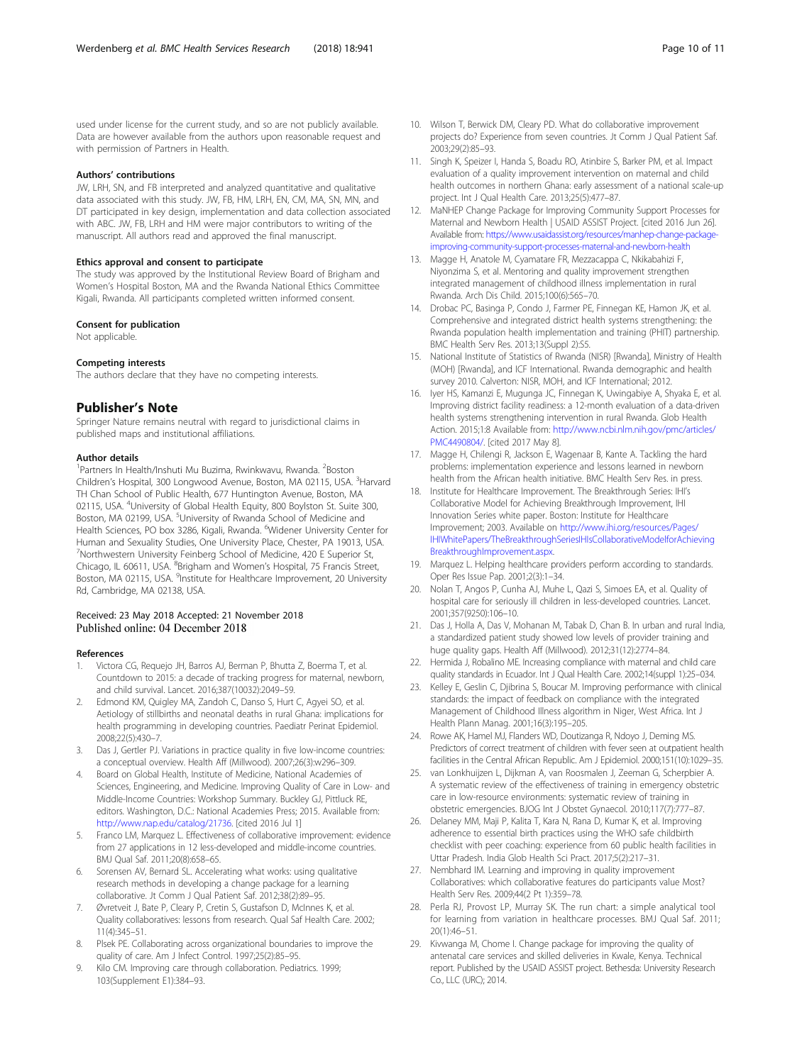used under license for the current study, and so are not publicly available. Data are however available from the authors upon reasonable request and with permission of Partners in Health.

#### Authors' contributions

JW, LRH, SN, and FB interpreted and analyzed quantitative and qualitative data associated with this study. JW, FB, HM, LRH, EN, CM, MA, SN, MN, and DT participated in key design, implementation and data collection associated with ABC. JW, FB, LRH and HM were major contributors to writing of the manuscript. All authors read and approved the final manuscript.

#### Ethics approval and consent to participate

The study was approved by the Institutional Review Board of Brigham and Women's Hospital Boston, MA and the Rwanda National Ethics Committee Kigali, Rwanda. All participants completed written informed consent.

#### Consent for publication

Not applicable.

#### Competing interests

The authors declare that they have no competing interests.

## Publisher's Note

Springer Nature remains neutral with regard to jurisdictional claims in published maps and institutional affiliations.

#### Author details

[1]Partners In Health/Inshuti Mu Buzima, Rwinkwavu, Rwanda. [2]Boston Children's Hospital, 300 Longwood Avenue, Boston, MA 02115, USA. [3]Harvard TH Chan School of Public Health, 677 Huntington Avenue, Boston, MA 02115, USA. [4]University of Global Health Equity, 800 Boylston St. Suite 300, Boston, MA 02199, USA. [5]University of Rwanda School of Medicine and Health Sciences, PO box 3286, Kigali, Rwanda. [6]Widener University Center for Human and Sexuality Studies, One University Place, Chester, PA 19013, USA. [7]Northwestern University Feinberg School of Medicine, 420 E Superior St, Chicago, IL 60611, USA. [8]Brigham and Women's Hospital, 75 Francis Street, Boston, MA 02115, USA. [9]Institute for Healthcare Improvement, 20 University Rd, Cambridge, MA 02138, USA.

Received: 23 May 2018 Accepted: 21 November 2018
Published online: 04 December 2018

#### References

1. Victora CG, Requejo JH, Barros AJ, Berman P, Bhutta Z, Boerma T, et al. Countdown to 2015: a decade of tracking progress for maternal, newborn, and child survival. Lancet. 2016;387(10032):2049–59.
2. Edmond KM, Quigley MA, Zandoh C, Danso S, Hurt C, Agyei SO, et al. Aetiology of stillbirths and neonatal deaths in rural Ghana: implications for health programming in developing countries. Paediatr Perinat Epidemiol. 2008;22(5):430–7.
3. Das J, Gertler PJ. Variations in practice quality in five low-income countries: a conceptual overview. Health Aff (Millwood). 2007;26(3):w296–309.
4. Board on Global Health, Institute of Medicine, National Academies of Sciences, Engineering, and Medicine. Improving Quality of Care in Low- and Middle-Income Countries: Workshop Summary. Buckley GJ, Pittluck RE, editors. Washington, D.C.: National Academies Press; 2015. Available from: http://www.nap.edu/catalog/21736. [cited 2016 Jul 1]
5. Franco LM, Marquez L. Effectiveness of collaborative improvement: evidence from 27 applications in 12 less-developed and middle-income countries. BMJ Qual Saf. 2011;20(8):658–65.
6. Sorensen AV, Bernard SL. Accelerating what works: using qualitative research methods in developing a change package for a learning collaborative. Jt Comm J Qual Patient Saf. 2012;38(2):89–95.
7. Øvretveit J, Bate P, Cleary P, Cretin S, Gustafson D, McInnes K, et al. Quality collaboratives: lessons from research. Qual Saf Health Care. 2002;11(4):345–51.
8. Plsek PE. Collaborating across organizational boundaries to improve the quality of care. Am J Infect Control. 1997;25(2):85–95.
9. Kilo CM. Improving care through collaboration. Pediatrics. 1999;103(Supplement E1):384–93.
10. Wilson T, Berwick DM, Cleary PD. What do collaborative improvement projects do? Experience from seven countries. Jt Comm J Qual Patient Saf. 2003;29(2):85–93.
11. Singh K, Speizer I, Handa S, Boadu RO, Atinbire S, Barker PM, et al. Impact evaluation of a quality improvement intervention on maternal and child health outcomes in northern Ghana: early assessment of a national scale-up project. Int J Qual Health Care. 2013;25(5):477–87.
12. MaNHEP Change Package for Improving Community Support Processes for Maternal and Newborn Health | USAID ASSIST Project. [cited 2016 Jun 26]. Available from: https://www.usaidassist.org/resources/manhep-change-package-improving-community-support-processes-maternal-and-newborn-health
13. Magge H, Anatole M, Cyamatare FR, Mezzacappa C, Nkikabahizi F, Niyonzima S, et al. Mentoring and quality improvement strengthen integrated management of childhood illness implementation in rural Rwanda. Arch Dis Child. 2015;100(6):565–70.
14. Drobac PC, Basinga P, Condo J, Farmer PE, Finnegan KE, Hamon JK, et al. Comprehensive and integrated district health systems strengthening: the Rwanda population health implementation and training (PHIT) partnership. BMC Health Serv Res. 2013;13(Suppl 2):S5.
15. National Institute of Statistics of Rwanda (NISR) [Rwanda], Ministry of Health (MOH) [Rwanda], and ICF International. Rwanda demographic and health survey 2010. Calverton: NISR, MOH, and ICF International; 2012.
16. Iyer HS, Kamanzi E, Mugunga JC, Finnegan K, Uwingabiye A, Shyaka E, et al. Improving district facility readiness: a 12-month evaluation of a data-driven health systems strengthening intervention in rural Rwanda. Glob Health Action. 2015;1:8 Available from: http://www.ncbi.nlm.nih.gov/pmc/articles/PMC4490804/. [cited 2017 May 8].
17. Magge H, Chilengi R, Jackson E, Wagenaar B, Kante A. Tackling the hard problems: implementation experience and lessons learned in newborn health from the African health initiative. BMC Health Serv Res. in press.
18. Institute for Healthcare Improvement. The Breakthrough Series: IHI's Collaborative Model for Achieving Breakthrough Improvement, IHI Innovation Series white paper. Boston: Institute for Healthcare Improvement; 2003. Available on http://www.ihi.org/resources/Pages/IHIWhitePapers/TheBreakthroughSeriesIHIsCollaborativeModelforAchievingBreakthroughImprovement.aspx.
19. Marquez L. Helping healthcare providers perform according to standards. Oper Res Issue Pap. 2001;2(3):1–34.
20. Nolan T, Angos P, Cunha AJ, Muhe L, Qazi S, Simoes EA, et al. Quality of hospital care for seriously ill children in less-developed countries. Lancet. 2001;357(9250):106–10.
21. Das J, Holla A, Das V, Mohanan M, Tabak D, Chan B. In urban and rural India, a standardized patient study showed low levels of provider training and huge quality gaps. Health Aff (Millwood). 2012;31(12):2774–84.
22. Hermida J, Robalino ME. Increasing compliance with maternal and child care quality standards in Ecuador. Int J Qual Health Care. 2002;14(suppl 1):25–034.
23. Kelley E, Geslin C, Djibrina S, Boucar M. Improving performance with clinical standards: the impact of feedback on compliance with the integrated Management of Childhood Illness algorithm in Niger, West Africa. Int J Health Plann Manag. 2001;16(3):195–205.
24. Rowe AK, Hamel MJ, Flanders WD, Doutizanga R, Ndoyo J, Deming MS. Predictors of correct treatment of children with fever seen at outpatient health facilities in the Central African Republic. Am J Epidemiol. 2000;151(10):1029–35.
25. van Lonkhuijzen L, Dijkman A, van Roosmalen J, Zeeman G, Scherpbier A. A systematic review of the effectiveness of training in emergency obstetric care in low-resource environments: systematic review of training in obstetric emergencies. BJOG Int J Obstet Gynaecol. 2010;117(7):777–87.
26. Delaney MM, Maji P, Kalita T, Kara N, Rana D, Kumar K, et al. Improving adherence to essential birth practices using the WHO safe childbirth checklist with peer coaching: experience from 60 public health facilities in Uttar Pradesh. India Glob Health Sci Pract. 2017;5(2):217–31.
27. Nembhard IM. Learning and improving in quality improvement Collaboratives: which collaborative features do participants value Most? Health Serv Res. 2009;44(2 Pt 1):359–78.
28. Perla RJ, Provost LP, Murray SK. The run chart: a simple analytical tool for learning from variation in healthcare processes. BMJ Qual Saf. 2011;20(1):46–51.
29. Kivwanga M, Chome I. Change package for improving the quality of antenatal care services and skilled deliveries in Kwale, Kenya. Technical report. Published by the USAID ASSIST project. Bethesda: University Research Co., LLC (URC); 2014.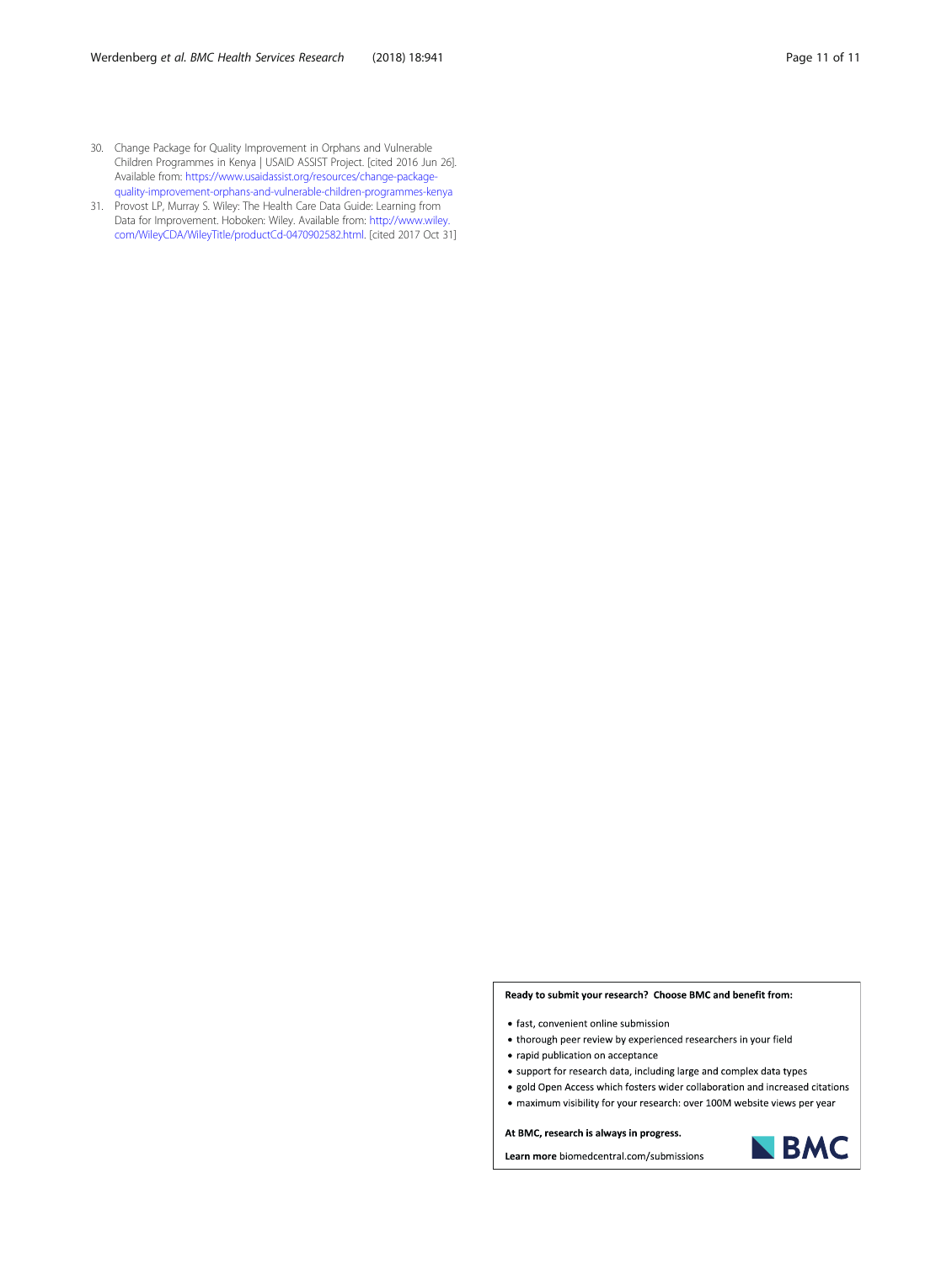30. Change Package for Quality Improvement in Orphans and Vulnerable Children Programmes in Kenya | USAID ASSIST Project. [cited 2016 Jun 26]. Available from: https://www.usaidassist.org/resources/change-package-quality-improvement-orphans-and-vulnerable-children-programmes-kenya
31. Provost LP, Murray S. Wiley: The Health Care Data Guide: Learning from Data for Improvement. Hoboken: Wiley. Available from: http://www.wiley.com/WileyCDA/WileyTitle/productCd-0470902582.html. [cited 2017 Oct 31]

**Ready to submit your research? Choose BMC and benefit from:**

- fast, convenient online submission
- thorough peer review by experienced researchers in your field
- rapid publication on acceptance
- support for research data, including large and complex data types
- gold Open Access which fosters wider collaboration and increased citations
- maximum visibility for your research: over 100M website views per year

**At BMC, research is always in progress.**

**Learn more** biomedcentral.com/submissions

BMC